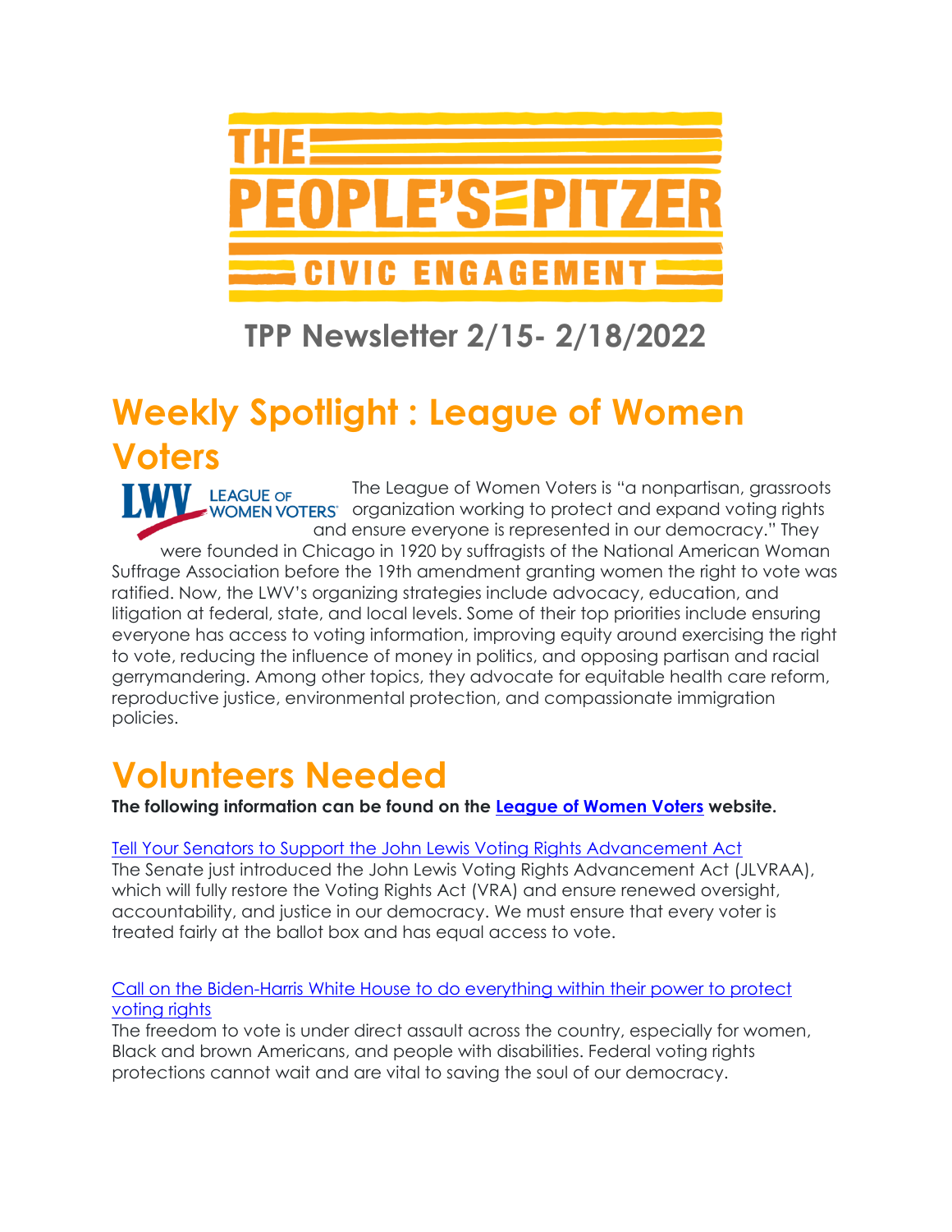# THE PEOPLE'S PITZER CIVIC ENGAGEMENT

## TPP Newsletter 2/15- 2/18/2022

# Weekly Spotlight : League of Women Voters

LWV LEAGUE OF WOMEN VOTERS

The League of Women Voters is "a nonpartisan, grassroots organization working to protect and expand voting rights and ensure everyone is represented in our democracy." They were founded in Chicago in 1920 by suffragists of the National American Woman Suffrage Association before the 19th amendment granting women the right to vote was ratified. Now, the LWV's organizing strategies include advocacy, education, and litigation at federal, state, and local levels. Some of their top priorities include ensuring everyone has access to voting information, improving equity around exercising the right to vote, reducing the influence of money in politics, and opposing partisan and racial gerrymandering. Among other topics, they advocate for equitable health care reform, reproductive justice, environmental protection, and compassionate immigration policies.

# Volunteers Needed

**The following information can be found on the League of Women Voters website.**

Tell Your Senators to Support the John Lewis Voting Rights Advancement Act
The Senate just introduced the John Lewis Voting Rights Advancement Act (JLVRAA), which will fully restore the Voting Rights Act (VRA) and ensure renewed oversight, accountability, and justice in our democracy. We must ensure that every voter is treated fairly at the ballot box and has equal access to vote.

Call on the Biden-Harris White House to do everything within their power to protect voting rights
The freedom to vote is under direct assault across the country, especially for women, Black and brown Americans, and people with disabilities. Federal voting rights protections cannot wait and are vital to saving the soul of our democracy.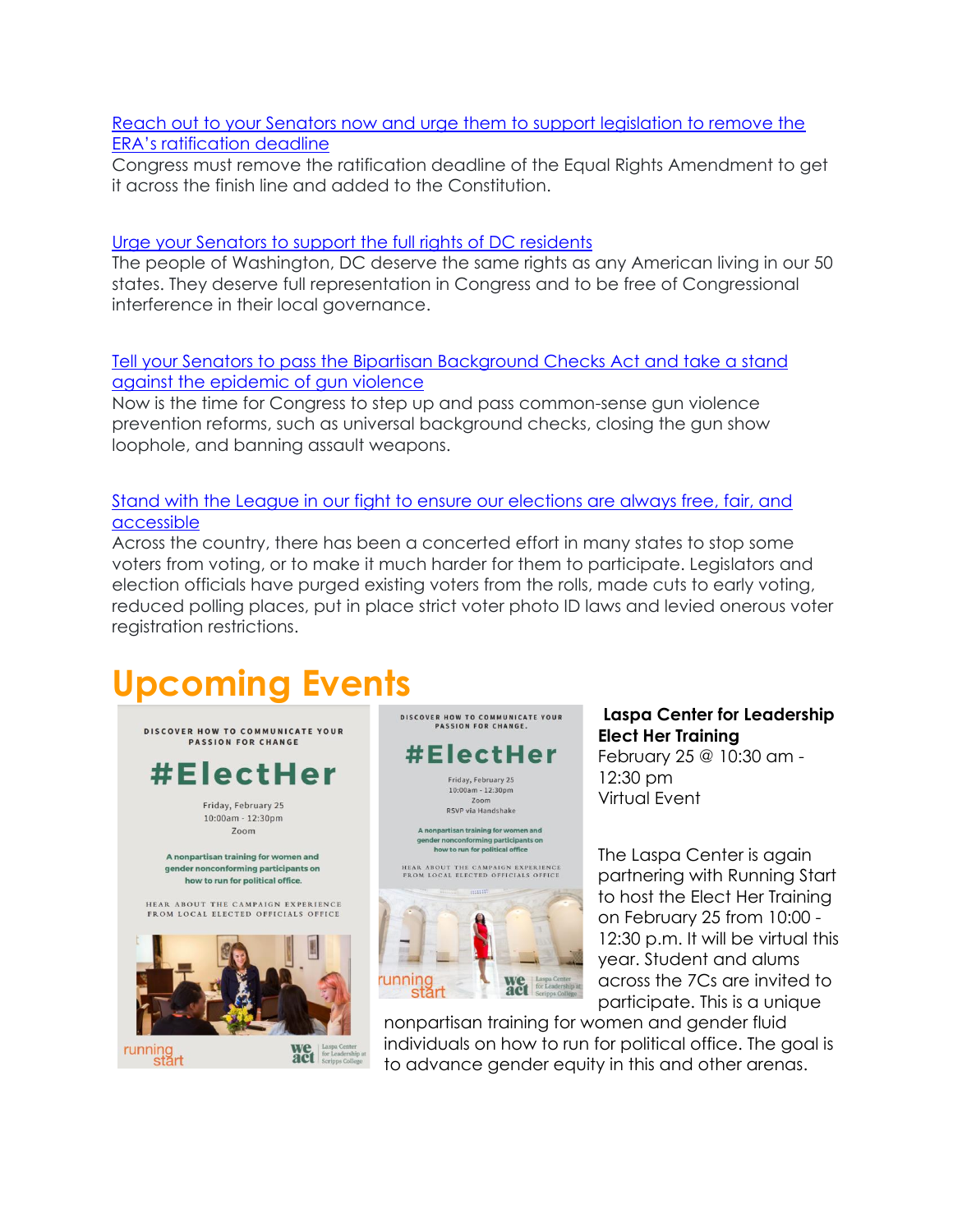Reach out to your Senators now and urge them to support legislation to remove the ERA's ratification deadline

Congress must remove the ratification deadline of the Equal Rights Amendment to get it across the finish line and added to the Constitution.

Urge your Senators to support the full rights of DC residents

The people of Washington, DC deserve the same rights as any American living in our 50 states. They deserve full representation in Congress and to be free of Congressional interference in their local governance.

Tell your Senators to pass the Bipartisan Background Checks Act and take a stand against the epidemic of gun violence

Now is the time for Congress to step up and pass common-sense gun violence prevention reforms, such as universal background checks, closing the gun show loophole, and banning assault weapons.

Stand with the League in our fight to ensure our elections are always free, fair, and accessible

Across the country, there has been a concerted effort in many states to stop some voters from voting, or to make it much harder for them to participate. Legislators and election officials have purged existing voters from the rolls, made cuts to early voting, reduced polling places, put in place strict voter photo ID laws and levied onerous voter registration restrictions.

# Upcoming Events

**Laspa Center for Leadership Elect Her Training**
February 25 @ 10:30 am - 12:30 pm
Virtual Event

The Laspa Center is again partnering with Running Start to host the Elect Her Training on February 25 from 10:00 - 12:30 p.m. It will be virtual this year. Student and alums across the 7Cs are invited to participate. This is a unique nonpartisan training for women and gender fluid individuals on how to run for political office. The goal is to advance gender equity in this and other arenas.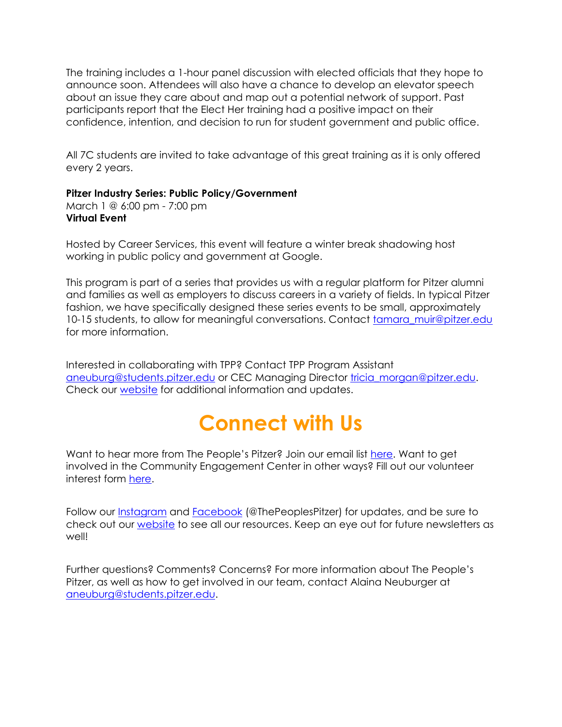The training includes a 1-hour panel discussion with elected officials that they hope to announce soon. Attendees will also have a chance to develop an elevator speech about an issue they care about and map out a potential network of support. Past participants report that the Elect Her training had a positive impact on their confidence, intention, and decision to run for student government and public office.

All 7C students are invited to take advantage of this great training as it is only offered every 2 years.

**Pitzer Industry Series: Public Policy/Government**
March 1 @ 6:00 pm - 7:00 pm
**Virtual Event**

Hosted by Career Services, this event will feature a winter break shadowing host working in public policy and government at Google.

This program is part of a series that provides us with a regular platform for Pitzer alumni and families as well as employers to discuss careers in a variety of fields. In typical Pitzer fashion, we have specifically designed these series events to be small, approximately 10-15 students, to allow for meaningful conversations. Contact tamara_muir@pitzer.edu for more information.

Interested in collaborating with TPP? Contact TPP Program Assistant aneuburg@students.pitzer.edu or CEC Managing Director tricia_morgan@pitzer.edu. Check our website for additional information and updates.

# Connect with Us

Want to hear more from The People's Pitzer? Join our email list here. Want to get involved in the Community Engagement Center in other ways? Fill out our volunteer interest form here.

Follow our Instagram and Facebook (@ThePeoplesPitzer) for updates, and be sure to check out our website to see all our resources. Keep an eye out for future newsletters as well!

Further questions? Comments? Concerns? For more information about The People's Pitzer, as well as how to get involved in our team, contact Alaina Neuburger at aneuburg@students.pitzer.edu.